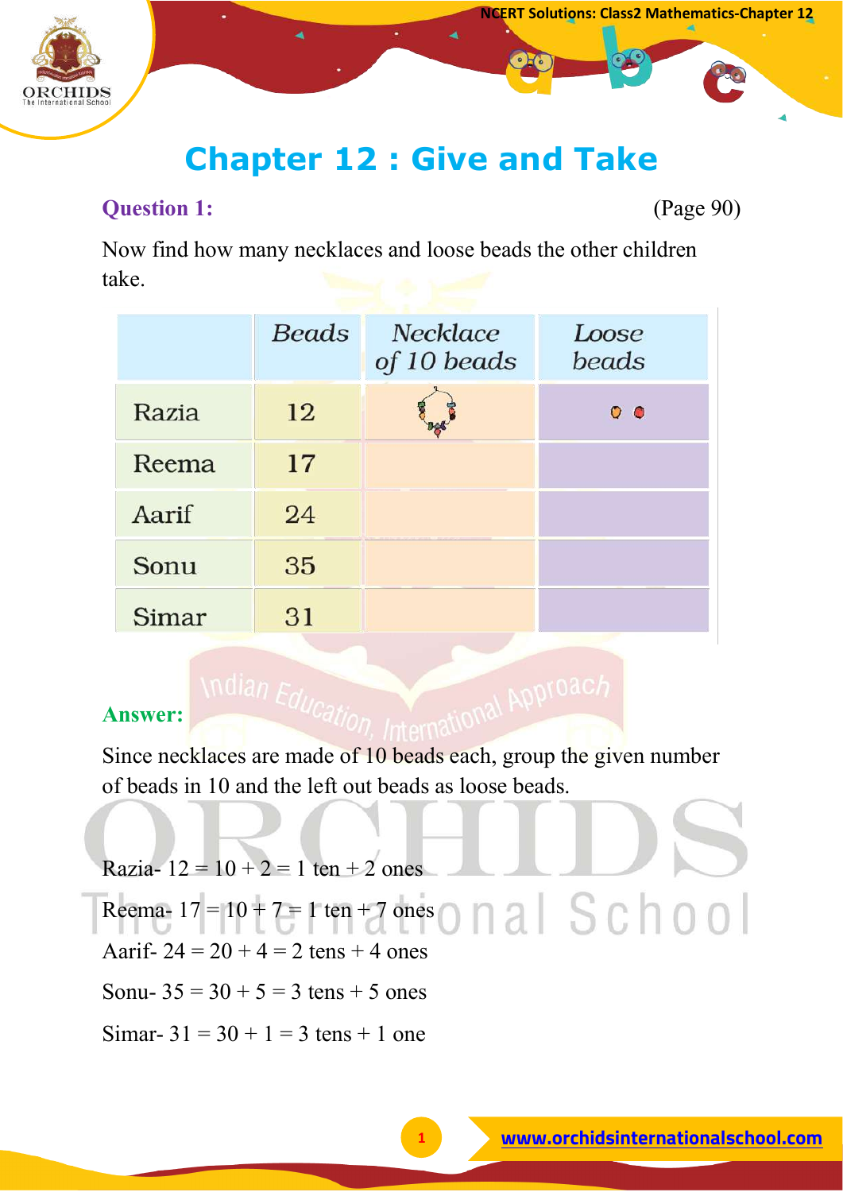# Chapter 12 : Give and Take

**Question 1:** (Page 90)

Now find how many necklaces and loose beads the other children take.

| | Beads | Necklace of 10 beads | Loose beads |
|---|---|---|---|
| Razia | 12 | | |
| Reema | 17 | | |
| Aarif | 24 | | |
| Sonu | 35 | | |
| Simar | 31 | | |

**Answer:**

Since necklaces are made of 10 beads each, group the given number of beads in 10 and the left out beads as loose beads.

Razia- 12 = 10 + 2 = 1 ten + 2 ones

Reema- 17 = 10 + 7 = 1 ten + 7 ones

Aarif- 24 = 20 + 4 = 2 tens + 4 ones

Sonu- 35 = 30 + 5 = 3 tens + 5 ones

Simar- 31 = 30 + 1 = 3 tens + 1 one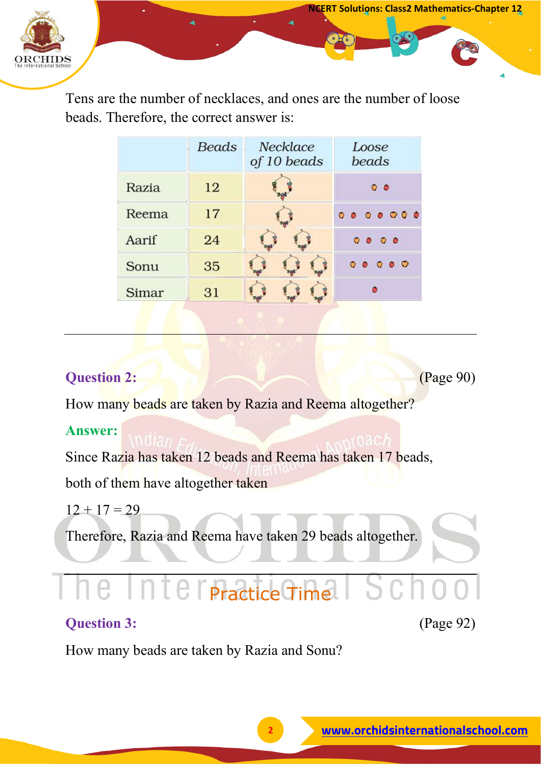Tens are the number of necklaces, and ones are the number of loose beads. Therefore, the correct answer is:

| | Beads | Necklace of 10 beads | Loose beads |
|---|---|---|---|
| Razia | 12 | | |
| Reema | 17 | | |
| Aarif | 24 | | |
| Sonu | 35 | | |
| Simar | 31 | | |

---

**Question 2:** (Page 90)

How many beads are taken by Razia and Reema altogether?

**Answer:**

Since Razia has taken 12 beads and Reema has taken 17 beads, both of them have altogether taken

$12 + 17 = 29$

Therefore, Razia and Reema have taken 29 beads altogether.

---

## Practice Time

**Question 3:** (Page 92)

How many beads are taken by Razia and Sonu?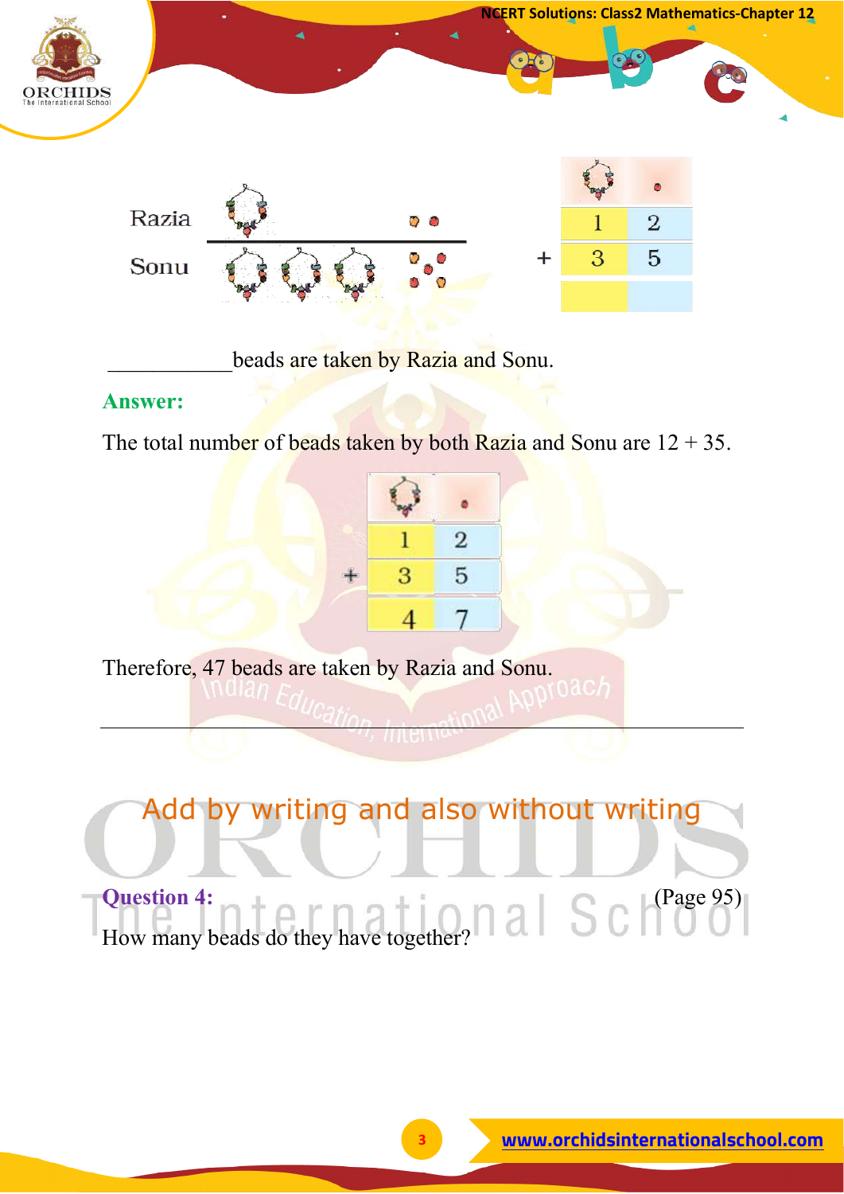| | Razia | Sonu |
|---|---|---|
| Strings (tens) | 1 | 3 |
| Beads (ones) | 2 | 5 |

| | Strings (tens) | Beads (ones) |
|---|---|---|
| | 1 | 2 |
| + | 3 | 5 |
| | | |

___________ beads are taken by Razia and Sonu.

**Answer:**

The total number of beads taken by both Razia and Sonu are 12 + 35.

| | Strings (tens) | Beads (ones) |
|---|---|---|
| | 1 | 2 |
| + | 3 | 5 |
| | 4 | 7 |

Therefore, 47 beads are taken by Razia and Sonu.

---

## Add by writing and also without writing

**Question 4:** (Page 95)

How many beads do they have together?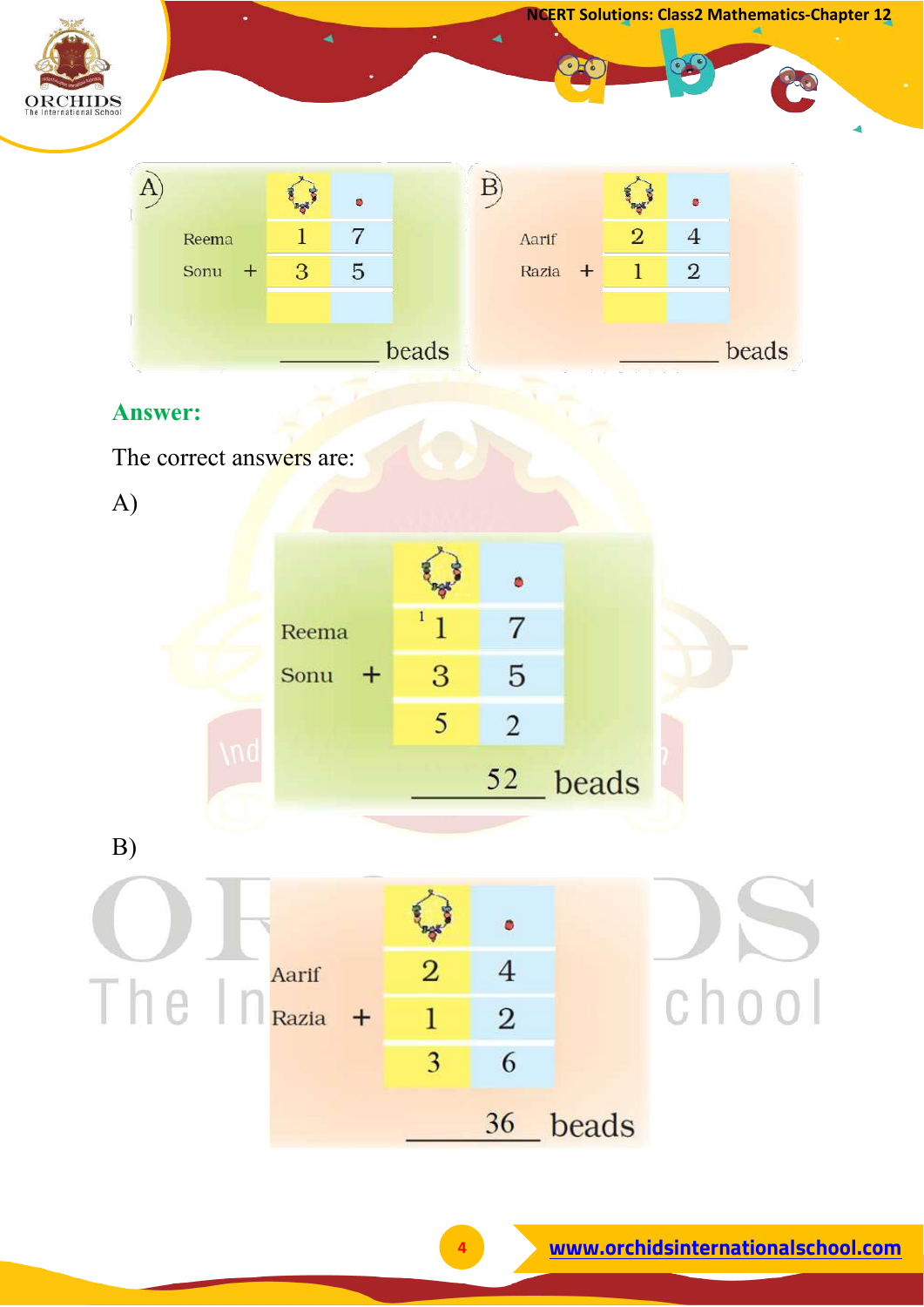A)

| | Tens (necklace) | Ones (bead) |
|---|---|---|
| Reema | 1 | 7 |
| Sonu + | 3 | 5 |
| | | |

________ beads

B)

| | Tens (necklace) | Ones (bead) |
|---|---|---|
| Aarif | 2 | 4 |
| Razia + | 1 | 2 |
| | | |

________ beads

**Answer:**

The correct answers are:

A)

| | Tens (necklace) | Ones (bead) |
|---|---|---|
| Reema | [1] 1 | 7 |
| Sonu + | 3 | 5 |
| | 5 | 2 |

52 beads

B)

| | Tens (necklace) | Ones (bead) |
|---|---|---|
| Aarif | 2 | 4 |
| Razia + | 1 | 2 |
| | 3 | 6 |

36 beads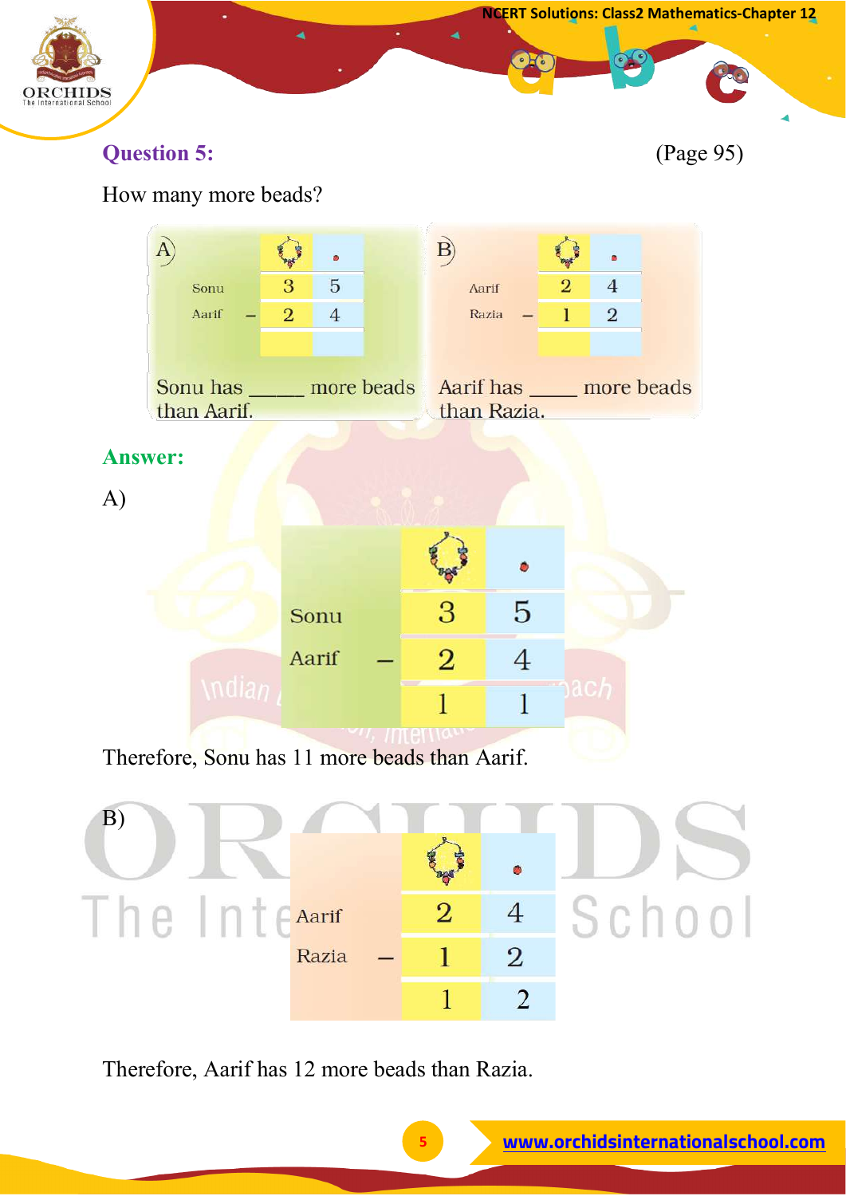**Question 5:** (Page 95)

How many more beads?

A)

| | Necklace | Bead |
|---|---|---|
| Sonu | 3 | 5 |
| Aarif – | 2 | 4 |
| | | |

Sonu has _____ more beads than Aarif.

B)

| | Necklace | Bead |
|---|---|---|
| Aarif | 2 | 4 |
| Razia – | 1 | 2 |
| | | |

Aarif has _____ more beads than Razia.

**Answer:**

A)

| | Necklace | Bead |
|---|---|---|
| Sonu | 3 | 5 |
| Aarif – | 2 | 4 |
| | 1 | 1 |

Therefore, Sonu has 11 more beads than Aarif.

B)

| | Necklace | Bead |
|---|---|---|
| Aarif | 2 | 4 |
| Razia – | 1 | 2 |
| | 1 | 2 |

Therefore, Aarif has 12 more beads than Razia.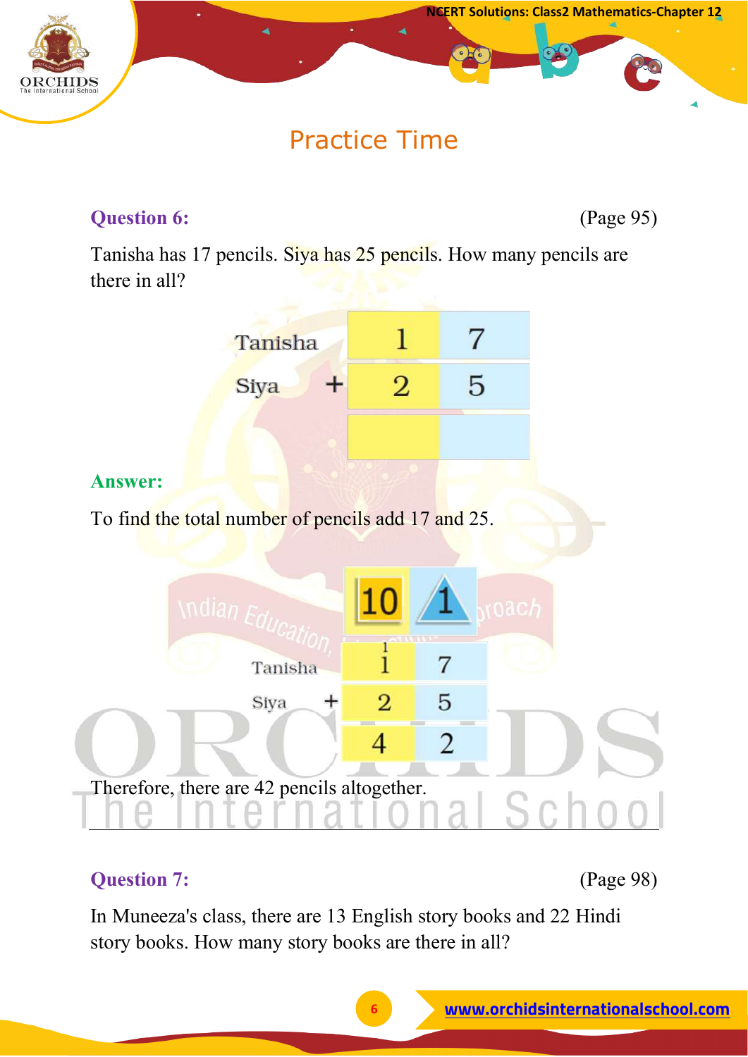## Practice Time

**Question 6:** (Page 95)

Tanisha has 17 pencils. Siya has 25 pencils. How many pencils are there in all?

| | | |
|---|---|---|
| Tanisha | 1 | 7 |
| Siya + | 2 | 5 |
| | | |

**Answer:**

To find the total number of pencils add 17 and 25.

| | 10 | 1 |
|---|---|---|
| | 1 | |
| Tanisha | 1 | 7 |
| Siya + | 2 | 5 |
| | 4 | 2 |

Therefore, there are 42 pencils altogether.

---

**Question 7:** (Page 98)

In Muneeza's class, there are 13 English story books and 22 Hindi story books. How many story books are there in all?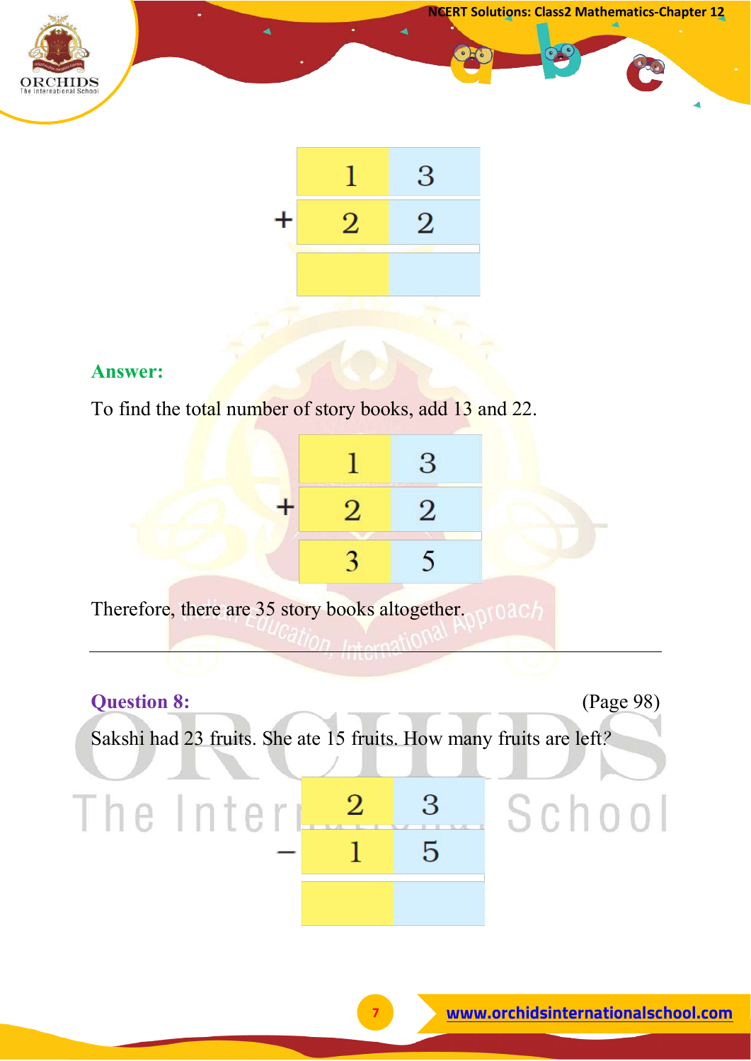|   | 1 | 3 |
|---|---|---|
| + | 2 | 2 |
|   |   |   |

**Answer:**

To find the total number of story books, add 13 and 22.

|   | 1 | 3 |
|---|---|---|
| + | 2 | 2 |
|   | 3 | 5 |

Therefore, there are 35 story books altogether.

---

**Question 8:** (Page 98)

Sakshi had 23 fruits. She ate 15 fruits. How many fruits are left?

|   | 2 | 3 |
|---|---|---|
| − | 1 | 5 |
|   |   |   |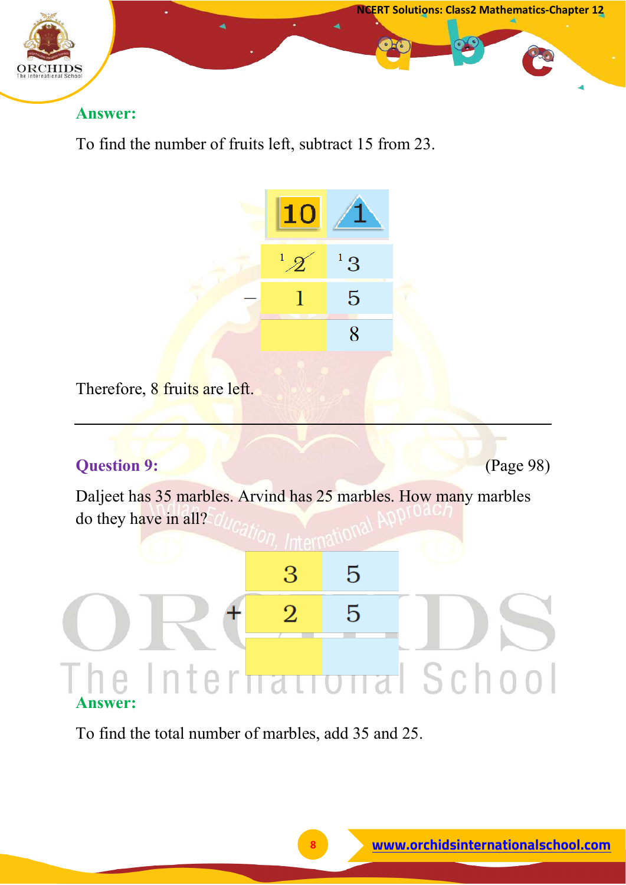**Answer:**

To find the number of fruits left, subtract 15 from 23.

| | 10 | 1 |
|---|---|---|
| | [1] ~~2~~ | [1] 3 |
| − | 1 | 5 |
| | | 8 |

Therefore, 8 fruits are left.

---

**Question 9:** (Page 98)

Daljeet has 35 marbles. Arvind has 25 marbles. How many marbles do they have in all?

| | | |
|---|---|---|
| | 3 | 5 |
| + | 2 | 5 |
| | | |

**Answer:**

To find the total number of marbles, add 35 and 25.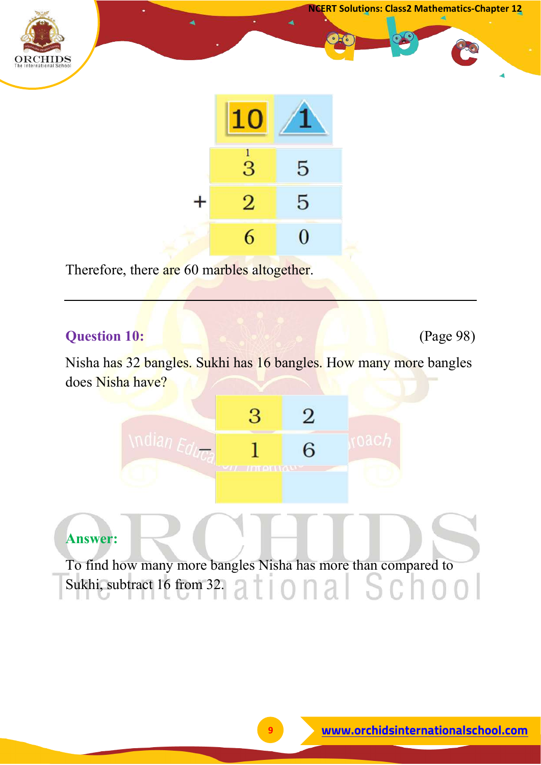| | 10 | 1 |
|---|---|---|
| | 3 (carry 1) | 5 |
| + | 2 | 5 |
| | 6 | 0 |

Therefore, there are 60 marbles altogether.

---

**Question 10:** (Page 98)

Nisha has 32 bangles. Sukhi has 16 bangles. How many more bangles does Nisha have?

| | | |
|---|---|---|
| | 3 | 2 |
| – | 1 | 6 |
| | | |

**Answer:**

To find how many more bangles Nisha has more than compared to Sukhi, subtract 16 from 32.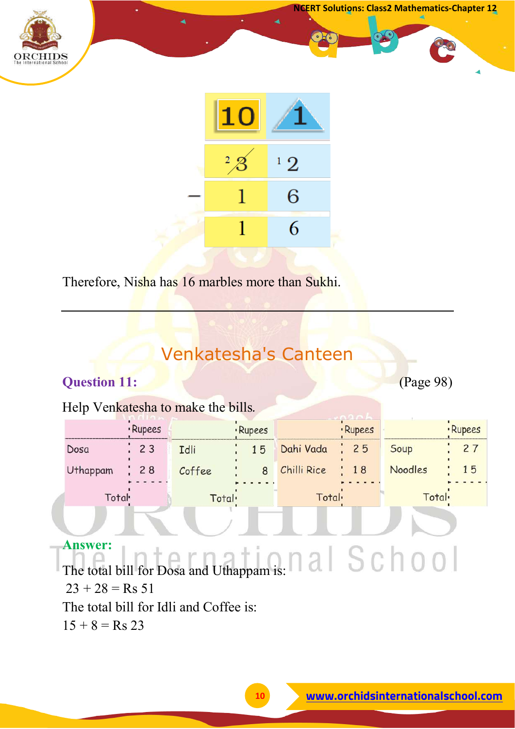| 10 | 1 |
|---|---|
| $^{2}\not{3}$ | $^{1}2$ |
| − 1 | 6 |
| 1 | 6 |

Therefore, Nisha has 16 marbles more than Sukhi.

---

## Venkatesha's Canteen

**Question 11:** (Page 98)

Help Venkatesha to make the bills.

| | Rupees |
|---|---|
| Dosa | 23 |
| Uthappam | 28 |
| Total | |

| | Rupees |
|---|---|
| Idli | 15 |
| Coffee | 8 |
| Total | |

| | Rupees |
|---|---|
| Dahi Vada | 25 |
| Chilli Rice | 18 |
| Total | |

| | Rupees |
|---|---|
| Soup | 27 |
| Noodles | 15 |
| Total | |

**Answer:**

The total bill for Dosa and Uthappam is:
23 + 28 = Rs 51

The total bill for Idli and Coffee is:
15 + 8 = Rs 23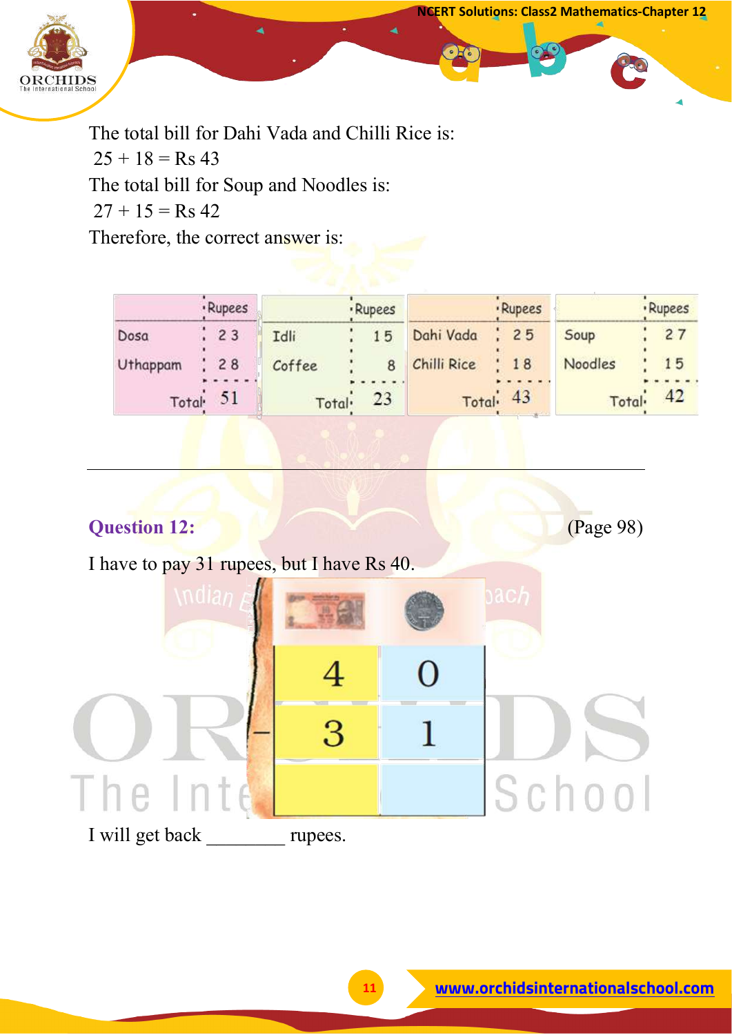The total bill for Dahi Vada and Chilli Rice is:

25 + 18 = Rs 43

The total bill for Soup and Noodles is:

27 + 15 = Rs 42

Therefore, the correct answer is:

| | Rupees |
|---|---|
| Dosa | 23 |
| Uthappam | 28 |
| Total | 51 |

| | Rupees |
|---|---|
| Idli | 15 |
| Coffee | 8 |
| Total | 23 |

| | Rupees |
|---|---|
| Dahi Vada | 25 |
| Chilli Rice | 18 |
| Total | 43 |

| | Rupees |
|---|---|
| Soup | 27 |
| Noodles | 15 |
| Total | 42 |

---

**Question 12:** (Page 98)

I have to pay 31 rupees, but I have Rs 40.

| | Tens | Ones |
|---|---|---|
| | 4 | 0 |
| – | 3 | 1 |
| | | |

I will get back ________ rupees.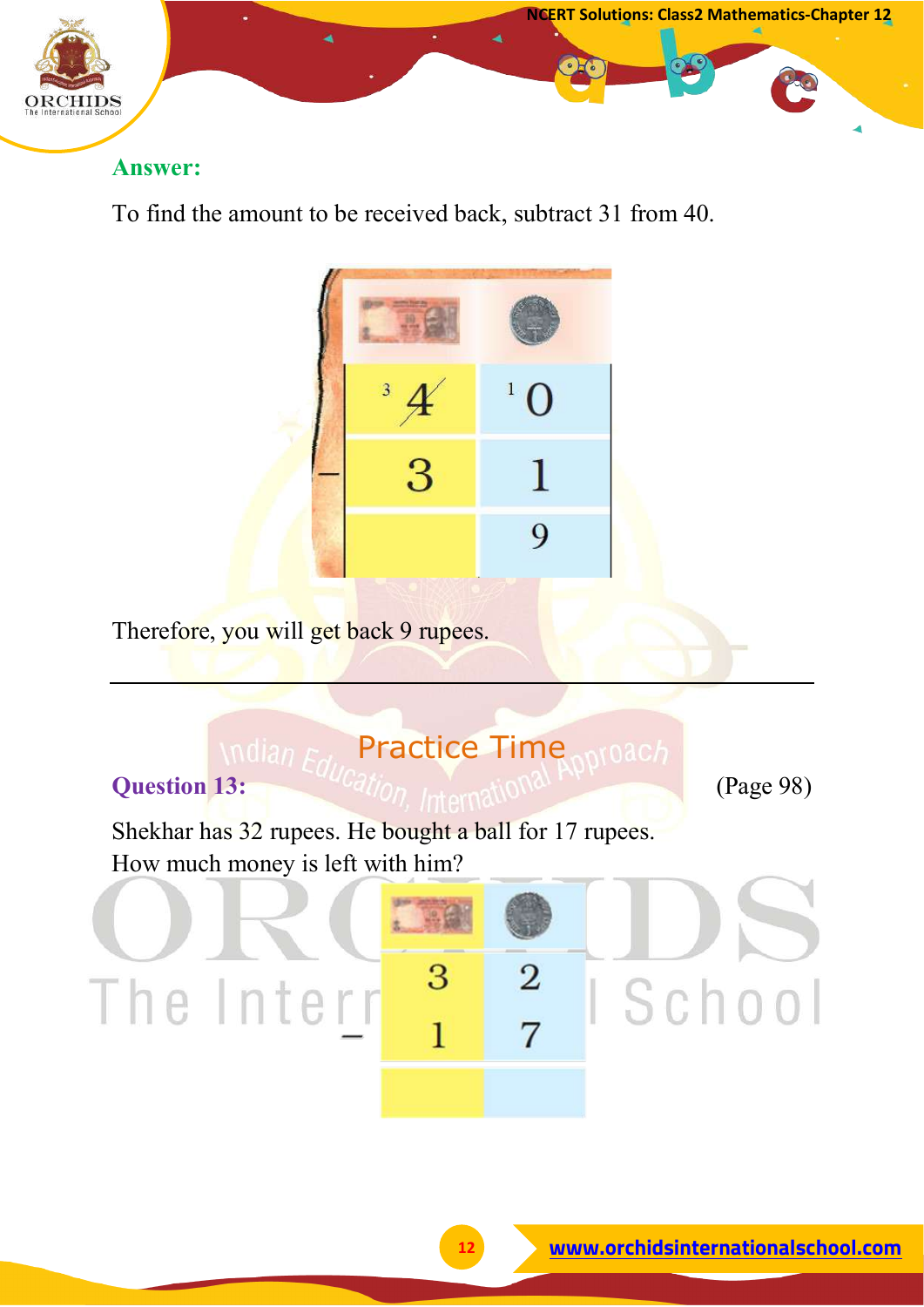**Answer:**

To find the amount to be received back, subtract 31 from 40.

| | Tens (₹10 note) | Ones (₹1 coin) |
|---|---|---|
| | [3] ~~4~~ | [1] 0 |
| − | 3 | 1 |
| | | 9 |

Therefore, you will get back 9 rupees.

---

## Practice Time

**Question 13:** (Page 98)

Shekhar has 32 rupees. He bought a ball for 17 rupees.
How much money is left with him?

| | Tens (₹10 note) | Ones (₹1 coin) |
|---|---|---|
| | 3 | 2 |
| − | 1 | 7 |
| | | |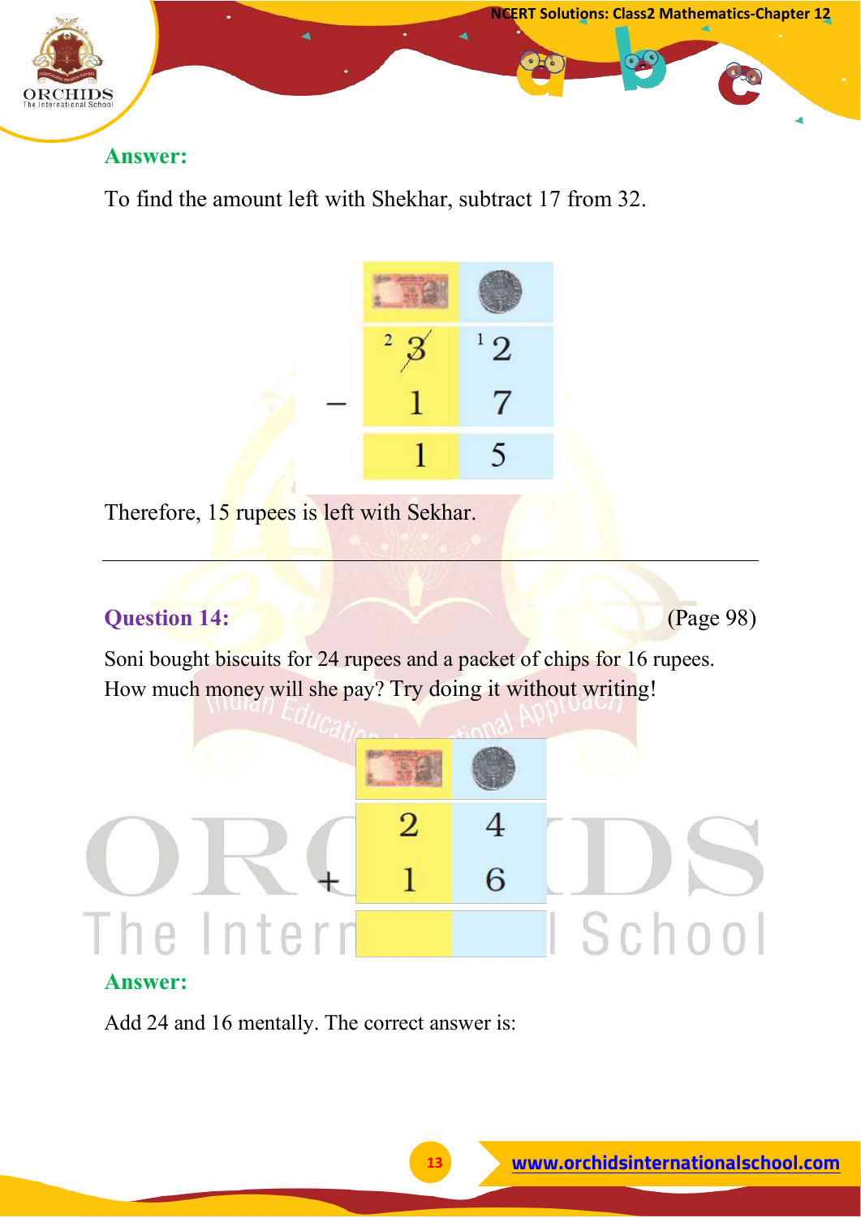**Answer:**

To find the amount left with Shekhar, subtract 17 from 32.

| | ₹10 | ₹1 |
|---|---|---|
| | [2] ~~3~~ | [1] 2 |
| − | 1 | 7 |
| | 1 | 5 |

Therefore, 15 rupees is left with Sekhar.

---

**Question 14:** (Page 98)

Soni bought biscuits for 24 rupees and a packet of chips for 16 rupees. How much money will she pay? Try doing it without writing!

| | ₹10 | ₹1 |
|---|---|---|
| | 2 | 4 |
| + | 1 | 6 |
| | | |

**Answer:**

Add 24 and 16 mentally. The correct answer is: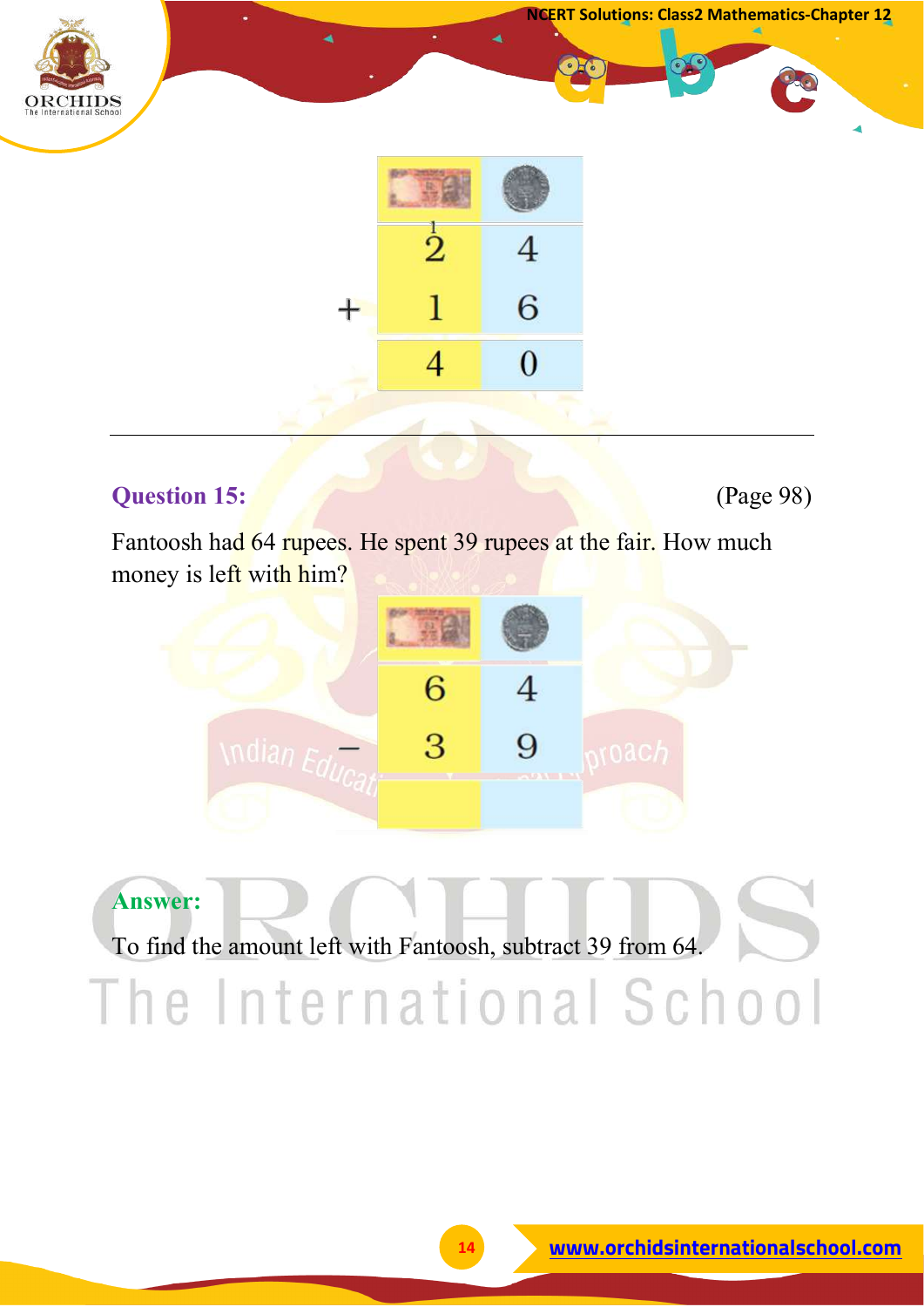| ₹10 note | ₹1 coin |
|---|---|
| 2 (carry 1) | 4 |
| + 1 | 6 |
| 4 | 0 |

---

**Question 15:** (Page 98)

Fantoosh had 64 rupees. He spent 39 rupees at the fair. How much money is left with him?

| ₹10 note | ₹1 coin |
|---|---|
| 6 | 4 |
| − 3 | 9 |
| | |

**Answer:**

To find the amount left with Fantoosh, subtract 39 from 64.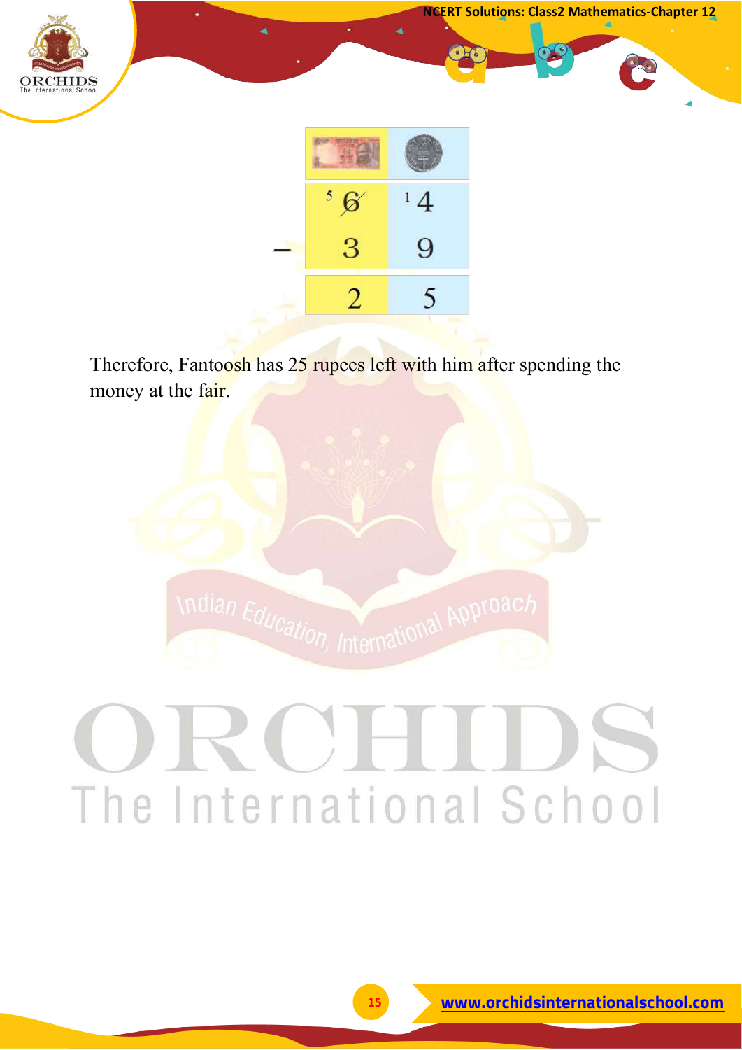| | |
|---|---|
| ₹10 | ₹1 |
| $^{5}\not{6}$ | $^{1}4$ |
| $-$ 3 | 9 |
| 2 | 5 |

Therefore, Fantoosh has 25 rupees left with him after spending the money at the fair.